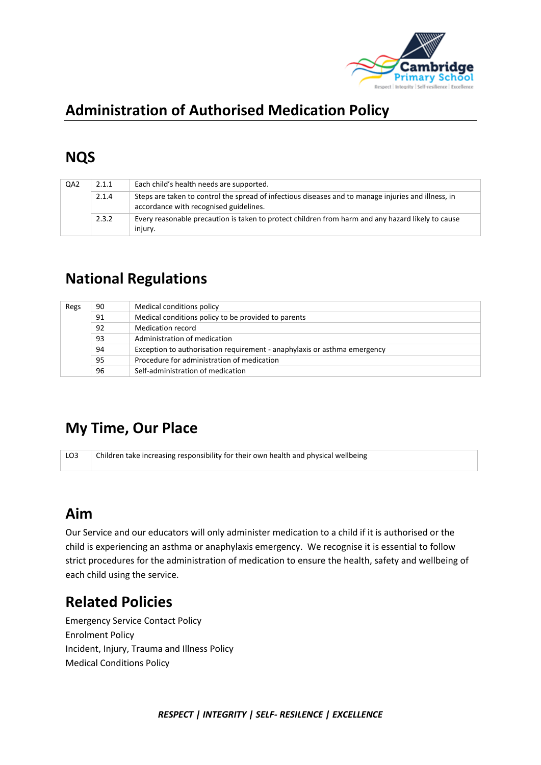# Administration of Authorised Medication Policy

## NQS

| | | |
|---|---|---|
| QA2 | 2.1.1 | Each child's health needs are supported. |
| | 2.1.4 | Steps are taken to control the spread of infectious diseases and to manage injuries and illness, in accordance with recognised guidelines. |
| | 2.3.2 | Every reasonable precaution is taken to protect children from harm and any hazard likely to cause injury. |

## National Regulations

| | | |
|---|---|---|
| Regs | 90 | Medical conditions policy |
| | 91 | Medical conditions policy to be provided to parents |
| | 92 | Medication record |
| | 93 | Administration of medication |
| | 94 | Exception to authorisation requirement - anaphylaxis or asthma emergency |
| | 95 | Procedure for administration of medication |
| | 96 | Self-administration of medication |

## My Time, Our Place

| | |
|---|---|
| LO3 | Children take increasing responsibility for their own health and physical wellbeing |

## Aim

Our Service and our educators will only administer medication to a child if it is authorised or the child is experiencing an asthma or anaphylaxis emergency. We recognise it is essential to follow strict procedures for the administration of medication to ensure the health, safety and wellbeing of each child using the service.

## Related Policies

Emergency Service Contact Policy
Enrolment Policy
Incident, Injury, Trauma and Illness Policy
Medical Conditions Policy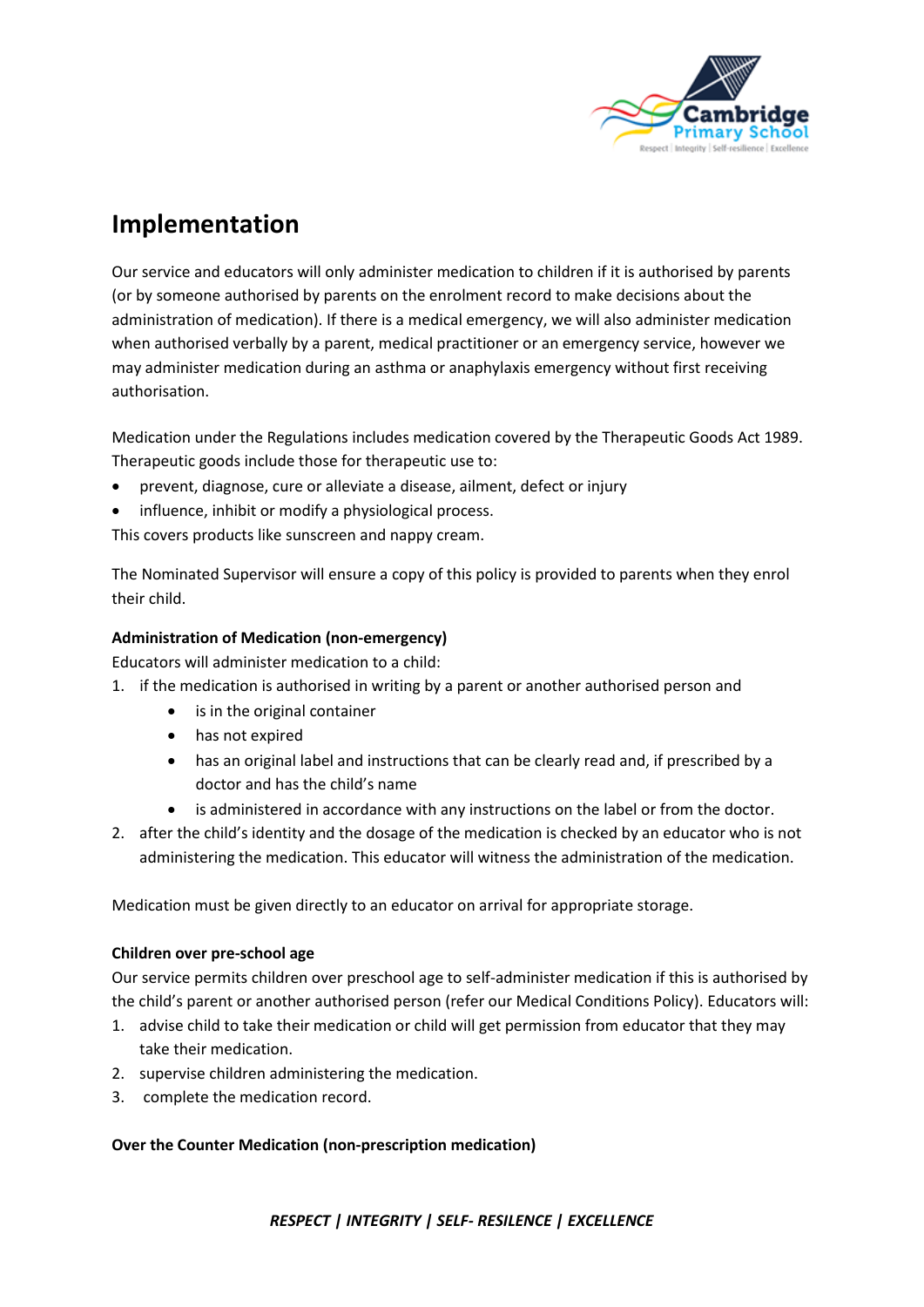# Implementation

Our service and educators will only administer medication to children if it is authorised by parents (or by someone authorised by parents on the enrolment record to make decisions about the administration of medication). If there is a medical emergency, we will also administer medication when authorised verbally by a parent, medical practitioner or an emergency service, however we may administer medication during an asthma or anaphylaxis emergency without first receiving authorisation.

Medication under the Regulations includes medication covered by the Therapeutic Goods Act 1989. Therapeutic goods include those for therapeutic use to:

- prevent, diagnose, cure or alleviate a disease, ailment, defect or injury
- influence, inhibit or modify a physiological process.

This covers products like sunscreen and nappy cream.

The Nominated Supervisor will ensure a copy of this policy is provided to parents when they enrol their child.

**Administration of Medication (non-emergency)**

Educators will administer medication to a child:

1. if the medication is authorised in writing by a parent or another authorised person and
    - is in the original container
    - has not expired
    - has an original label and instructions that can be clearly read and, if prescribed by a doctor and has the child's name
    - is administered in accordance with any instructions on the label or from the doctor.
2. after the child's identity and the dosage of the medication is checked by an educator who is not administering the medication. This educator will witness the administration of the medication.

Medication must be given directly to an educator on arrival for appropriate storage.

**Children over pre-school age**

Our service permits children over preschool age to self-administer medication if this is authorised by the child's parent or another authorised person (refer our Medical Conditions Policy). Educators will:

1. advise child to take their medication or child will get permission from educator that they may take their medication.
2. supervise children administering the medication.
3. complete the medication record.

**Over the Counter Medication (non-prescription medication)**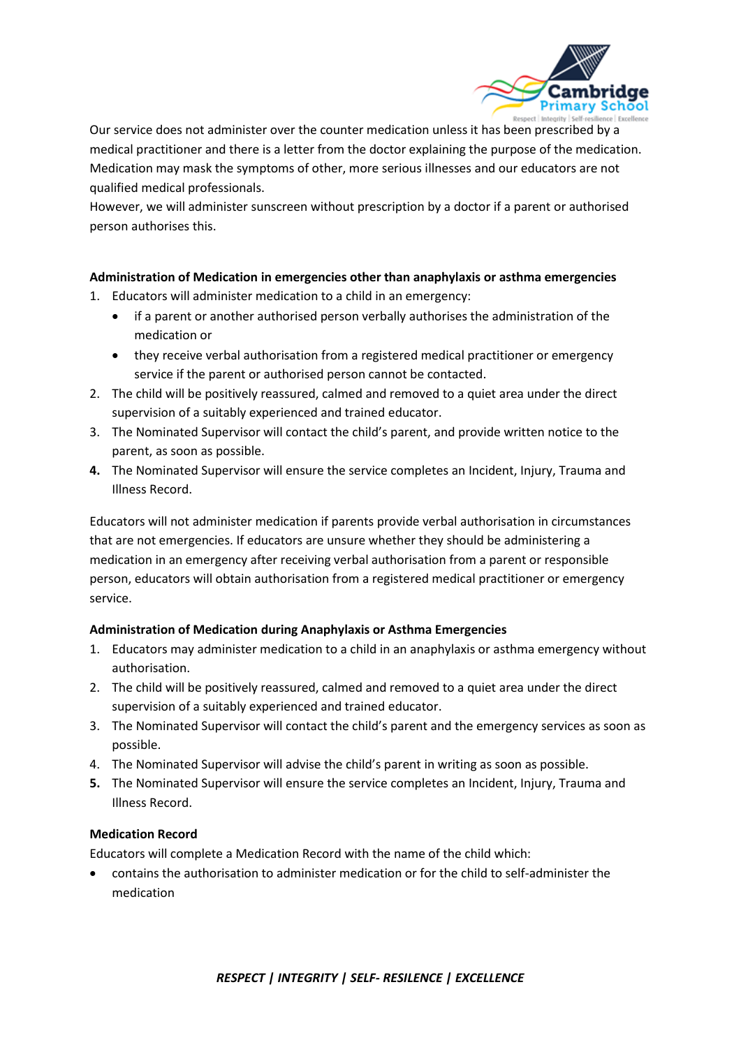Our service does not administer over the counter medication unless it has been prescribed by a medical practitioner and there is a letter from the doctor explaining the purpose of the medication. Medication may mask the symptoms of other, more serious illnesses and our educators are not qualified medical professionals.
However, we will administer sunscreen without prescription by a doctor if a parent or authorised person authorises this.

**Administration of Medication in emergencies other than anaphylaxis or asthma emergencies**

1. Educators will administer medication to a child in an emergency:
   - if a parent or another authorised person verbally authorises the administration of the medication or
   - they receive verbal authorisation from a registered medical practitioner or emergency service if the parent or authorised person cannot be contacted.
2. The child will be positively reassured, calmed and removed to a quiet area under the direct supervision of a suitably experienced and trained educator.
3. The Nominated Supervisor will contact the child's parent, and provide written notice to the parent, as soon as possible.
4. The Nominated Supervisor will ensure the service completes an Incident, Injury, Trauma and Illness Record.

Educators will not administer medication if parents provide verbal authorisation in circumstances that are not emergencies. If educators are unsure whether they should be administering a medication in an emergency after receiving verbal authorisation from a parent or responsible person, educators will obtain authorisation from a registered medical practitioner or emergency service.

**Administration of Medication during Anaphylaxis or Asthma Emergencies**

1. Educators may administer medication to a child in an anaphylaxis or asthma emergency without authorisation.
2. The child will be positively reassured, calmed and removed to a quiet area under the direct supervision of a suitably experienced and trained educator.
3. The Nominated Supervisor will contact the child's parent and the emergency services as soon as possible.
4. The Nominated Supervisor will advise the child's parent in writing as soon as possible.
5. The Nominated Supervisor will ensure the service completes an Incident, Injury, Trauma and Illness Record.

**Medication Record**

Educators will complete a Medication Record with the name of the child which:

- contains the authorisation to administer medication or for the child to self-administer the medication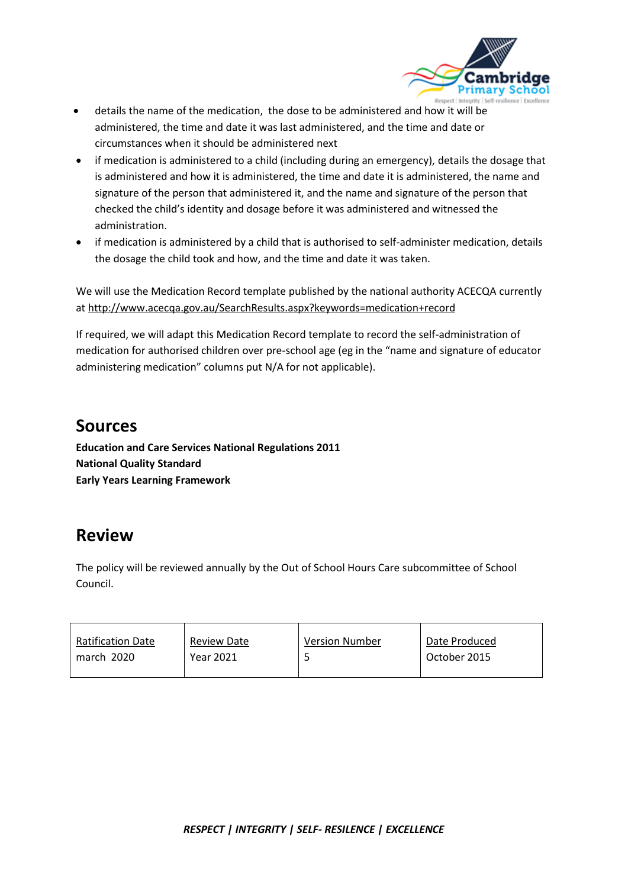- details the name of the medication, the dose to be administered and how it will be administered, the time and date it was last administered, and the time and date or circumstances when it should be administered next
- if medication is administered to a child (including during an emergency), details the dosage that is administered and how it is administered, the time and date it is administered, the name and signature of the person that administered it, and the name and signature of the person that checked the child's identity and dosage before it was administered and witnessed the administration.
- if medication is administered by a child that is authorised to self-administer medication, details the dosage the child took and how, and the time and date it was taken.

We will use the Medication Record template published by the national authority ACECQA currently at http://www.acecqa.gov.au/SearchResults.aspx?keywords=medication+record

If required, we will adapt this Medication Record template to record the self-administration of medication for authorised children over pre-school age (eg in the "name and signature of educator administering medication" columns put N/A for not applicable).

## Sources

**Education and Care Services National Regulations 2011**
**National Quality Standard**
**Early Years Learning Framework**

## Review

The policy will be reviewed annually by the Out of School Hours Care subcommittee of School Council.

| Ratification Date | Review Date | Version Number | Date Produced |
|---|---|---|---|
| march 2020 | Year 2021 | 5 | October 2015 |